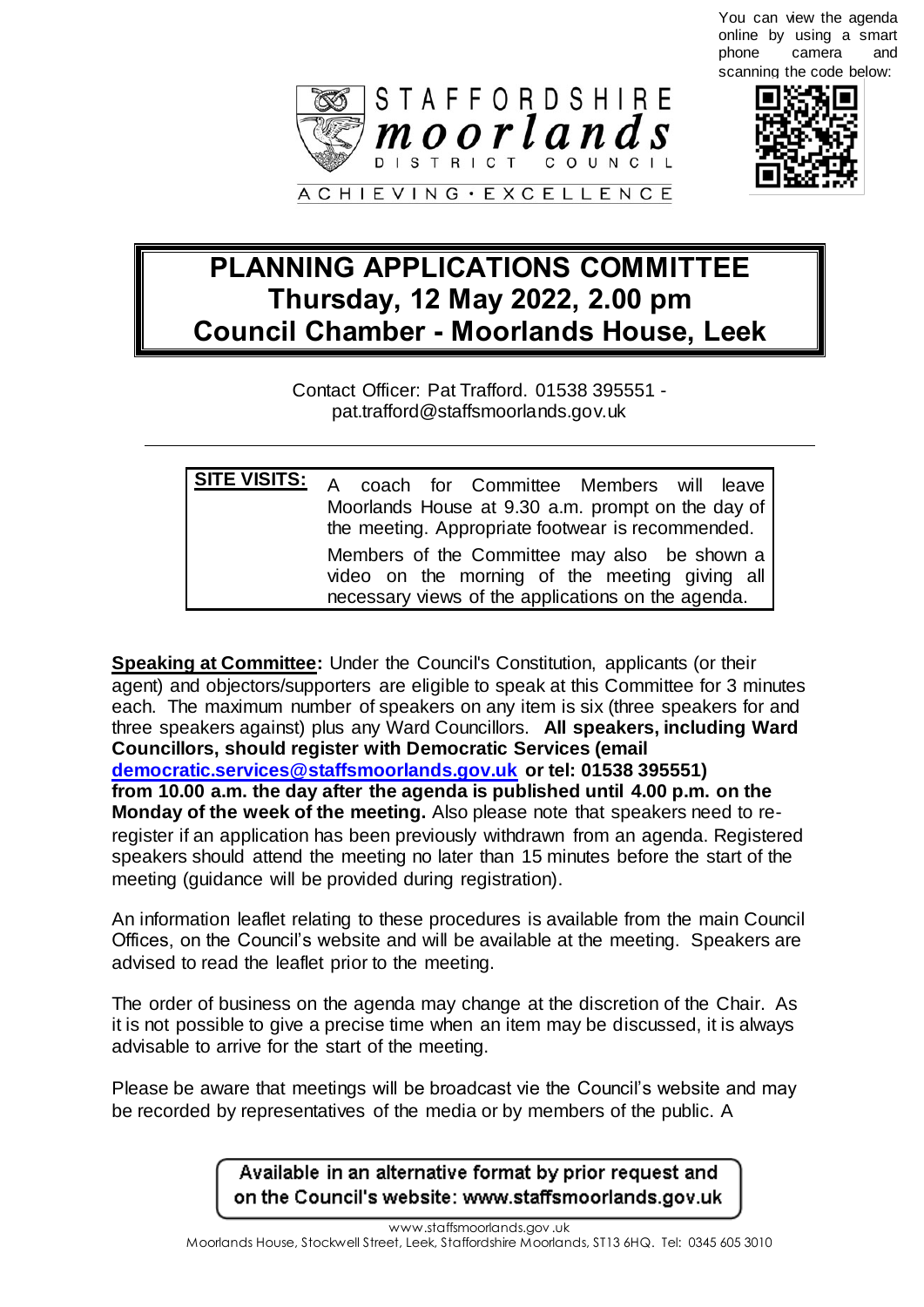You can view the agenda online by using a smart phone camera and scanning the code below:

STAFFORDSHIRE moorlands DISTRICT COUNCIL

ACHIEVING · EXCELLENCE

# PLANNING APPLICATIONS COMMITTEE
# Thursday, 12 May 2022, 2.00 pm
# Council Chamber - Moorlands House, Leek

Contact Officer: Pat Trafford. 01538 395551 - pat.trafford@staffsmoorlands.gov.uk

| **SITE VISITS:** | A coach for Committee Members will leave Moorlands House at 9.30 a.m. prompt on the day of the meeting. Appropriate footwear is recommended. Members of the Committee may also be shown a video on the morning of the meeting giving all necessary views of the applications on the agenda. |
|---|---|

**Speaking at Committee:** Under the Council's Constitution, applicants (or their agent) and objectors/supporters are eligible to speak at this Committee for 3 minutes each. The maximum number of speakers on any item is six (three speakers for and three speakers against) plus any Ward Councillors. **All speakers, including Ward Councillors, should register with Democratic Services (email democratic.services@staffsmoorlands.gov.uk or tel: 01538 395551) from 10.00 a.m. the day after the agenda is published until 4.00 p.m. on the Monday of the week of the meeting.** Also please note that speakers need to re-register if an application has been previously withdrawn from an agenda. Registered speakers should attend the meeting no later than 15 minutes before the start of the meeting (guidance will be provided during registration).

An information leaflet relating to these procedures is available from the main Council Offices, on the Council's website and will be available at the meeting. Speakers are advised to read the leaflet prior to the meeting.

The order of business on the agenda may change at the discretion of the Chair. As it is not possible to give a precise time when an item may be discussed, it is always advisable to arrive for the start of the meeting.

Please be aware that meetings will be broadcast vie the Council's website and may be recorded by representatives of the media or by members of the public. A

Available in an alternative format by prior request and on the Council's website: www.staffsmoorlands.gov.uk

www.staffsmoorlands.gov.uk
Moorlands House, Stockwell Street, Leek, Staffordshire Moorlands, ST13 6HQ. Tel: 0345 605 3010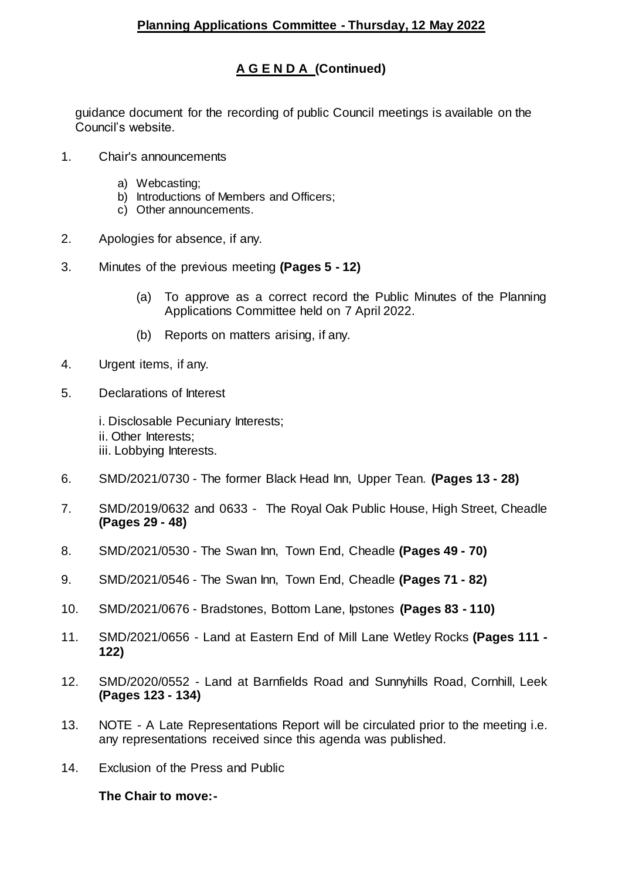## Planning Applications Committee - Thursday, 12 May 2022

### A G E N D A (Continued)

guidance document for the recording of public Council meetings is available on the Council's website.

1. Chair's announcements
   a) Webcasting;
   b) Introductions of Members and Officers;
   c) Other announcements.

2. Apologies for absence, if any.

3. Minutes of the previous meeting **(Pages 5 - 12)**
   (a) To approve as a correct record the Public Minutes of the Planning Applications Committee held on 7 April 2022.
   (b) Reports on matters arising, if any.

4. Urgent items, if any.

5. Declarations of Interest

   i. Disclosable Pecuniary Interests;
   ii. Other Interests;
   iii. Lobbying Interests.

6. SMD/2021/0730 - The former Black Head Inn, Upper Tean. **(Pages 13 - 28)**

7. SMD/2019/0632 and 0633 - The Royal Oak Public House, High Street, Cheadle **(Pages 29 - 48)**

8. SMD/2021/0530 - The Swan Inn, Town End, Cheadle **(Pages 49 - 70)**

9. SMD/2021/0546 - The Swan Inn, Town End, Cheadle **(Pages 71 - 82)**

10. SMD/2021/0676 - Bradstones, Bottom Lane, Ipstones **(Pages 83 - 110)**

11. SMD/2021/0656 - Land at Eastern End of Mill Lane Wetley Rocks **(Pages 111 - 122)**

12. SMD/2020/0552 - Land at Barnfields Road and Sunnyhills Road, Cornhill, Leek **(Pages 123 - 134)**

13. NOTE - A Late Representations Report will be circulated prior to the meeting i.e. any representations received since this agenda was published.

14. Exclusion of the Press and Public

    **The Chair to move:-**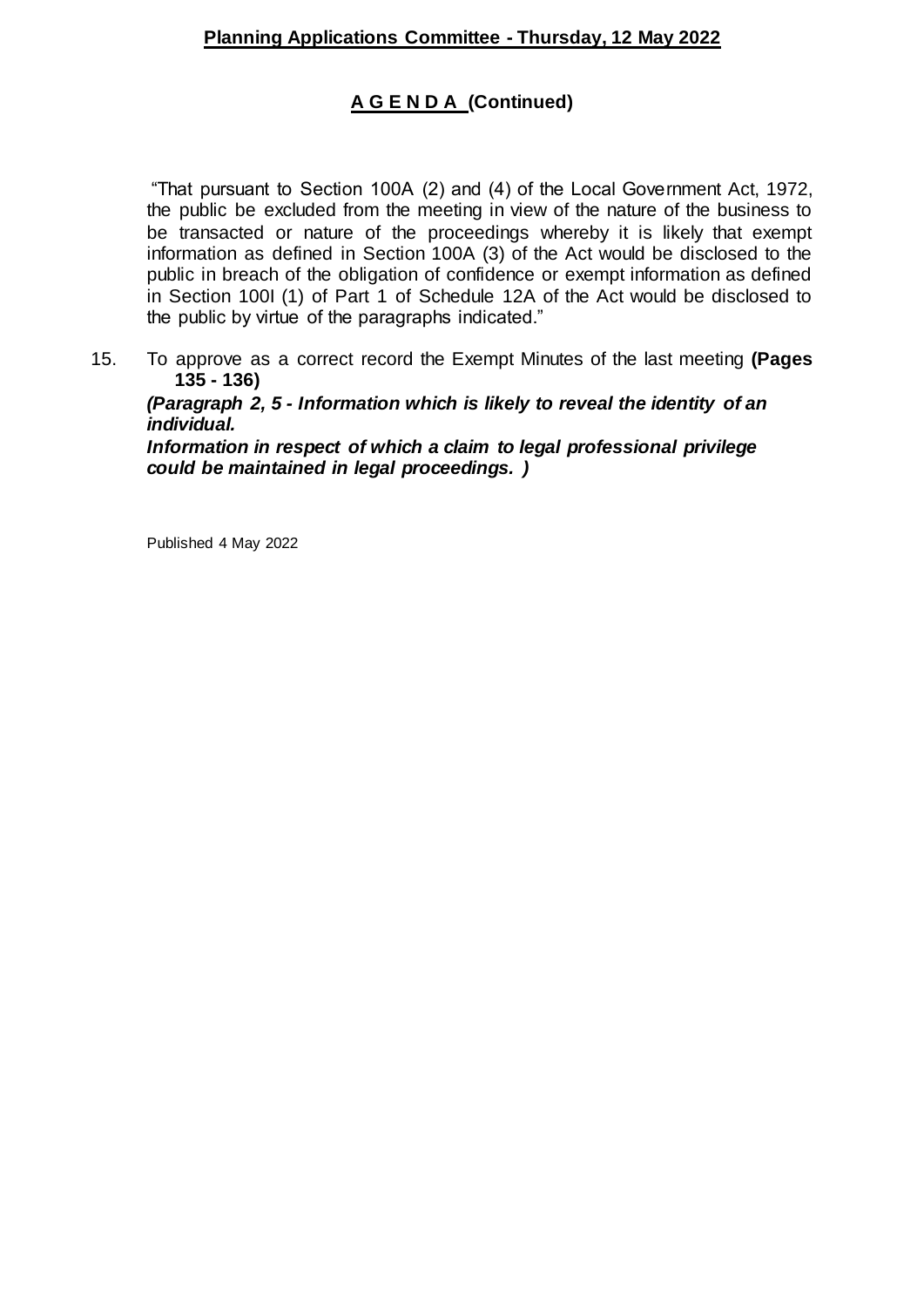**A G E N D A (Continued)**

"That pursuant to Section 100A (2) and (4) of the Local Government Act, 1972, the public be excluded from the meeting in view of the nature of the business to be transacted or nature of the proceedings whereby it is likely that exempt information as defined in Section 100A (3) of the Act would be disclosed to the public in breach of the obligation of confidence or exempt information as defined in Section 100I (1) of Part 1 of Schedule 12A of the Act would be disclosed to the public by virtue of the paragraphs indicated."

15. To approve as a correct record the Exempt Minutes of the last meeting **(Pages 135 - 136)**

    ***(Paragraph 2, 5 - Information which is likely to reveal the identity of an individual.***
    ***Information in respect of which a claim to legal professional privilege could be maintained in legal proceedings. )***

Published 4 May 2022